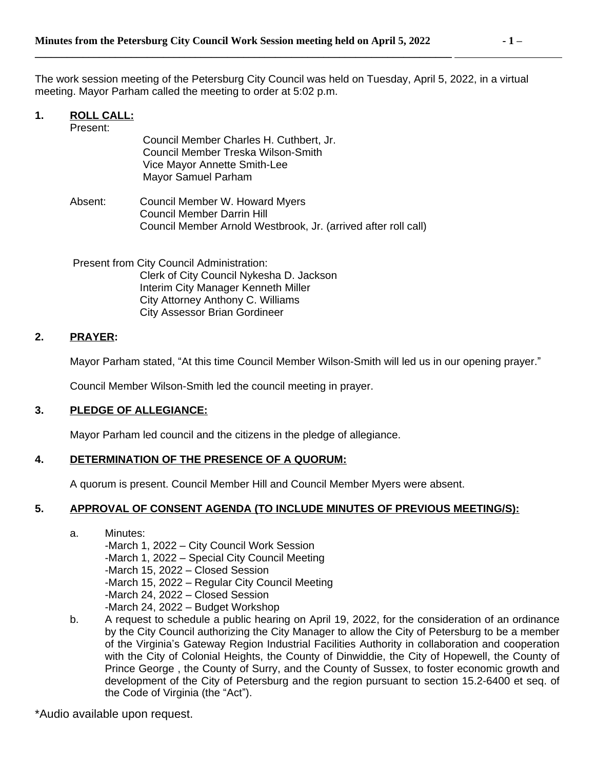The work session meeting of the Petersburg City Council was held on Tuesday, April 5, 2022, in a virtual meeting. Mayor Parham called the meeting to order at 5:02 p.m.

## 1. ROLL CALL:

Present:

Council Member Charles H. Cuthbert, Jr.
Council Member Treska Wilson-Smith
Vice Mayor Annette Smith-Lee
Mayor Samuel Parham

Absent:

Council Member W. Howard Myers
Council Member Darrin Hill
Council Member Arnold Westbrook, Jr. (arrived after roll call)

Present from City Council Administration:

Clerk of City Council Nykesha D. Jackson
Interim City Manager Kenneth Miller
City Attorney Anthony C. Williams
City Assessor Brian Gordineer

## 2. PRAYER:

Mayor Parham stated, "At this time Council Member Wilson-Smith will led us in our opening prayer."

Council Member Wilson-Smith led the council meeting in prayer.

## 3. PLEDGE OF ALLEGIANCE:

Mayor Parham led council and the citizens in the pledge of allegiance.

## 4. DETERMINATION OF THE PRESENCE OF A QUORUM:

A quorum is present. Council Member Hill and Council Member Myers were absent.

## 5. APPROVAL OF CONSENT AGENDA (TO INCLUDE MINUTES OF PREVIOUS MEETING/S):

a. Minutes:
   - -March 1, 2022 – City Council Work Session
   - -March 1, 2022 – Special City Council Meeting
   - -March 15, 2022 – Closed Session
   - -March 15, 2022 – Regular City Council Meeting
   - -March 24, 2022 – Closed Session
   - -March 24, 2022 – Budget Workshop

b. A request to schedule a public hearing on April 19, 2022, for the consideration of an ordinance by the City Council authorizing the City Manager to allow the City of Petersburg to be a member of the Virginia's Gateway Region Industrial Facilities Authority in collaboration and cooperation with the City of Colonial Heights, the County of Dinwiddie, the City of Hopewell, the County of Prince George , the County of Surry, and the County of Sussex, to foster economic growth and development of the City of Petersburg and the region pursuant to section 15.2-6400 et seq. of the Code of Virginia (the "Act").

*Audio available upon request.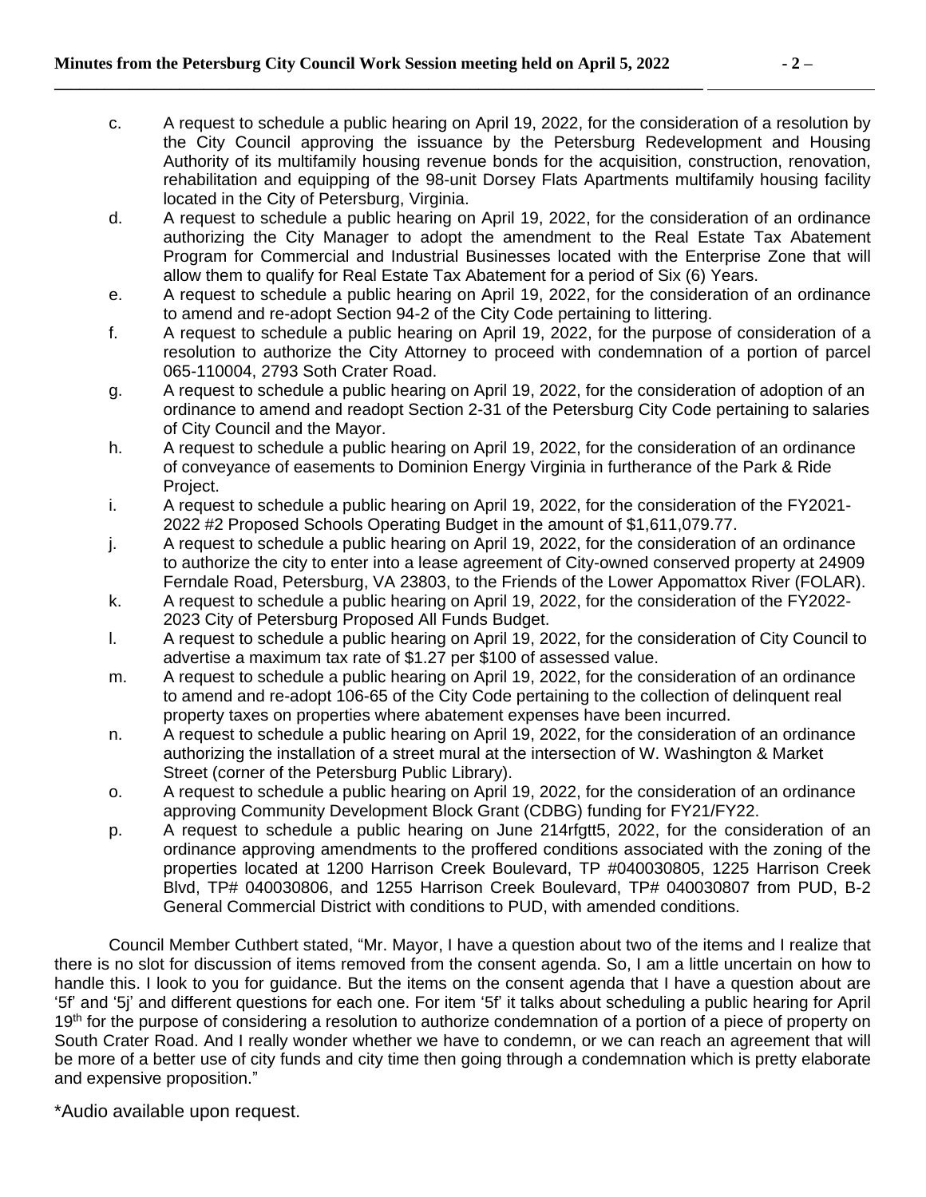c. A request to schedule a public hearing on April 19, 2022, for the consideration of a resolution by the City Council approving the issuance by the Petersburg Redevelopment and Housing Authority of its multifamily housing revenue bonds for the acquisition, construction, renovation, rehabilitation and equipping of the 98-unit Dorsey Flats Apartments multifamily housing facility located in the City of Petersburg, Virginia.

d. A request to schedule a public hearing on April 19, 2022, for the consideration of an ordinance authorizing the City Manager to adopt the amendment to the Real Estate Tax Abatement Program for Commercial and Industrial Businesses located with the Enterprise Zone that will allow them to qualify for Real Estate Tax Abatement for a period of Six (6) Years.

e. A request to schedule a public hearing on April 19, 2022, for the consideration of an ordinance to amend and re-adopt Section 94-2 of the City Code pertaining to littering.

f. A request to schedule a public hearing on April 19, 2022, for the purpose of consideration of a resolution to authorize the City Attorney to proceed with condemnation of a portion of parcel 065-110004, 2793 Soth Crater Road.

g. A request to schedule a public hearing on April 19, 2022, for the consideration of adoption of an ordinance to amend and readopt Section 2-31 of the Petersburg City Code pertaining to salaries of City Council and the Mayor.

h. A request to schedule a public hearing on April 19, 2022, for the consideration of an ordinance of conveyance of easements to Dominion Energy Virginia in furtherance of the Park & Ride Project.

i. A request to schedule a public hearing on April 19, 2022, for the consideration of the FY2021-2022 #2 Proposed Schools Operating Budget in the amount of $1,611,079.77.

j. A request to schedule a public hearing on April 19, 2022, for the consideration of an ordinance to authorize the city to enter into a lease agreement of City-owned conserved property at 24909 Ferndale Road, Petersburg, VA 23803, to the Friends of the Lower Appomattox River (FOLAR).

k. A request to schedule a public hearing on April 19, 2022, for the consideration of the FY2022-2023 City of Petersburg Proposed All Funds Budget.

l. A request to schedule a public hearing on April 19, 2022, for the consideration of City Council to advertise a maximum tax rate of $1.27 per $100 of assessed value.

m. A request to schedule a public hearing on April 19, 2022, for the consideration of an ordinance to amend and re-adopt 106-65 of the City Code pertaining to the collection of delinquent real property taxes on properties where abatement expenses have been incurred.

n. A request to schedule a public hearing on April 19, 2022, for the consideration of an ordinance authorizing the installation of a street mural at the intersection of W. Washington & Market Street (corner of the Petersburg Public Library).

o. A request to schedule a public hearing on April 19, 2022, for the consideration of an ordinance approving Community Development Block Grant (CDBG) funding for FY21/FY22.

p. A request to schedule a public hearing on June 214rfgtt5, 2022, for the consideration of an ordinance approving amendments to the proffered conditions associated with the zoning of the properties located at 1200 Harrison Creek Boulevard, TP #040030805, 1225 Harrison Creek Blvd, TP# 040030806, and 1255 Harrison Creek Boulevard, TP# 040030807 from PUD, B-2 General Commercial District with conditions to PUD, with amended conditions.

Council Member Cuthbert stated, "Mr. Mayor, I have a question about two of the items and I realize that there is no slot for discussion of items removed from the consent agenda. So, I am a little uncertain on how to handle this. I look to you for guidance. But the items on the consent agenda that I have a question about are '5f' and '5j' and different questions for each one. For item '5f' it talks about scheduling a public hearing for April 19th for the purpose of considering a resolution to authorize condemnation of a portion of a piece of property on South Crater Road. And I really wonder whether we have to condemn, or we can reach an agreement that will be more of a better use of city funds and city time then going through a condemnation which is pretty elaborate and expensive proposition."

*Audio available upon request.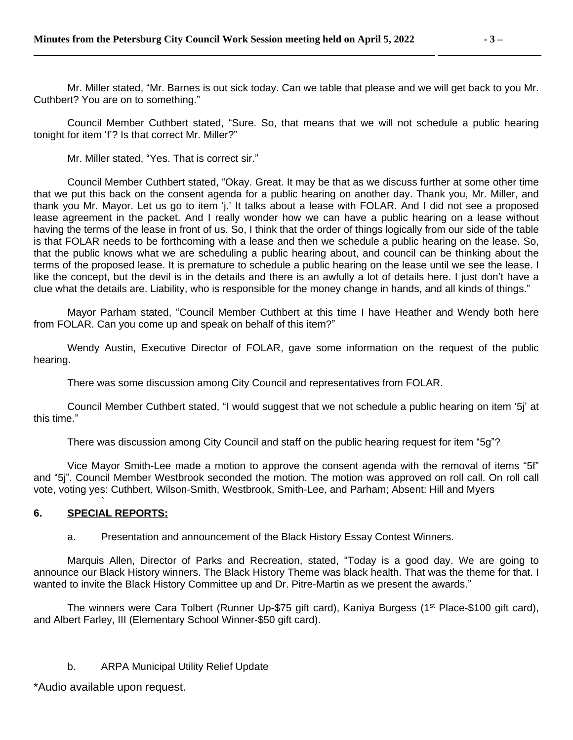Mr. Miller stated, "Mr. Barnes is out sick today. Can we table that please and we will get back to you Mr. Cuthbert? You are on to something."

Council Member Cuthbert stated, "Sure. So, that means that we will not schedule a public hearing tonight for item 'f'? Is that correct Mr. Miller?"

Mr. Miller stated, "Yes. That is correct sir."

Council Member Cuthbert stated, "Okay. Great. It may be that as we discuss further at some other time that we put this back on the consent agenda for a public hearing on another day. Thank you, Mr. Miller, and thank you Mr. Mayor. Let us go to item 'j.' It talks about a lease with FOLAR. And I did not see a proposed lease agreement in the packet. And I really wonder how we can have a public hearing on a lease without having the terms of the lease in front of us. So, I think that the order of things logically from our side of the table is that FOLAR needs to be forthcoming with a lease and then we schedule a public hearing on the lease. So, that the public knows what we are scheduling a public hearing about, and council can be thinking about the terms of the proposed lease. It is premature to schedule a public hearing on the lease until we see the lease. I like the concept, but the devil is in the details and there is an awfully a lot of details here. I just don't have a clue what the details are. Liability, who is responsible for the money change in hands, and all kinds of things."

Mayor Parham stated, "Council Member Cuthbert at this time I have Heather and Wendy both here from FOLAR. Can you come up and speak on behalf of this item?"

Wendy Austin, Executive Director of FOLAR, gave some information on the request of the public hearing.

There was some discussion among City Council and representatives from FOLAR.

Council Member Cuthbert stated, "I would suggest that we not schedule a public hearing on item '5j' at this time."

There was discussion among City Council and staff on the public hearing request for item "5g"?

Vice Mayor Smith-Lee made a motion to approve the consent agenda with the removal of items "5f" and "5j". Council Member Westbrook seconded the motion. The motion was approved on roll call. On roll call vote, voting yes: Cuthbert, Wilson-Smith, Westbrook, Smith-Lee, and Parham; Absent: Hill and Myers

## 6. SPECIAL REPORTS:

a. Presentation and announcement of the Black History Essay Contest Winners.

Marquis Allen, Director of Parks and Recreation, stated, "Today is a good day. We are going to announce our Black History winners. The Black History Theme was black health. That was the theme for that. I wanted to invite the Black History Committee up and Dr. Pitre-Martin as we present the awards."

The winners were Cara Tolbert (Runner Up-$75 gift card), Kaniya Burgess (1st Place-$100 gift card), and Albert Farley, III (Elementary School Winner-$50 gift card).

b. ARPA Municipal Utility Relief Update

*Audio available upon request.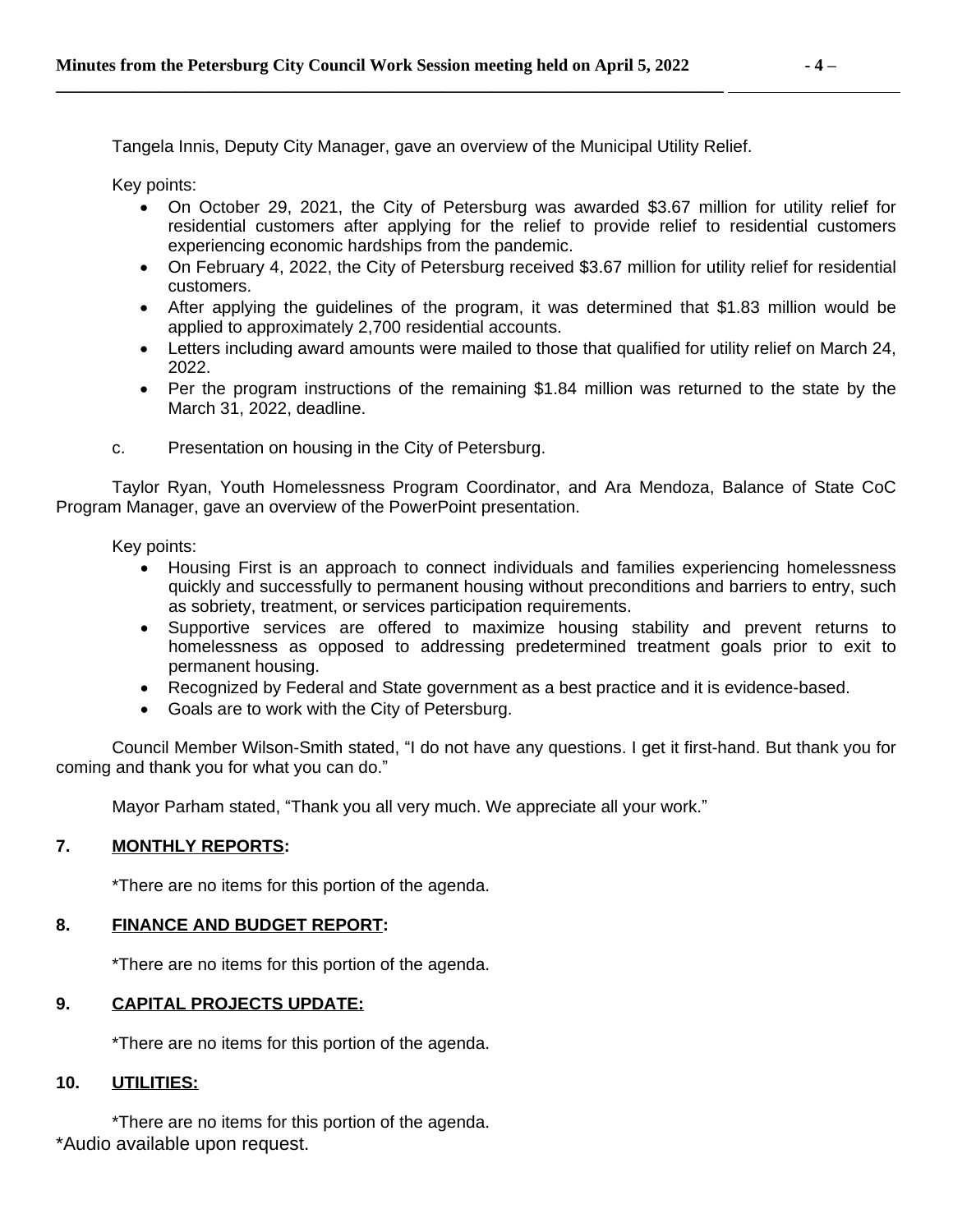Tangela Innis, Deputy City Manager, gave an overview of the Municipal Utility Relief.

Key points:

- On October 29, 2021, the City of Petersburg was awarded $3.67 million for utility relief for residential customers after applying for the relief to provide relief to residential customers experiencing economic hardships from the pandemic.
- On February 4, 2022, the City of Petersburg received $3.67 million for utility relief for residential customers.
- After applying the guidelines of the program, it was determined that $1.83 million would be applied to approximately 2,700 residential accounts.
- Letters including award amounts were mailed to those that qualified for utility relief on March 24, 2022.
- Per the program instructions of the remaining $1.84 million was returned to the state by the March 31, 2022, deadline.

c. Presentation on housing in the City of Petersburg.

Taylor Ryan, Youth Homelessness Program Coordinator, and Ara Mendoza, Balance of State CoC Program Manager, gave an overview of the PowerPoint presentation.

Key points:

- Housing First is an approach to connect individuals and families experiencing homelessness quickly and successfully to permanent housing without preconditions and barriers to entry, such as sobriety, treatment, or services participation requirements.
- Supportive services are offered to maximize housing stability and prevent returns to homelessness as opposed to addressing predetermined treatment goals prior to exit to permanent housing.
- Recognized by Federal and State government as a best practice and it is evidence-based.
- Goals are to work with the City of Petersburg.

Council Member Wilson-Smith stated, "I do not have any questions. I get it first-hand. But thank you for coming and thank you for what you can do."

Mayor Parham stated, "Thank you all very much. We appreciate all your work."

## 7. MONTHLY REPORTS:

*There are no items for this portion of the agenda.

## 8. FINANCE AND BUDGET REPORT:

*There are no items for this portion of the agenda.

## 9. CAPITAL PROJECTS UPDATE:

*There are no items for this portion of the agenda.

## 10. UTILITIES:

*There are no items for this portion of the agenda.

*Audio available upon request.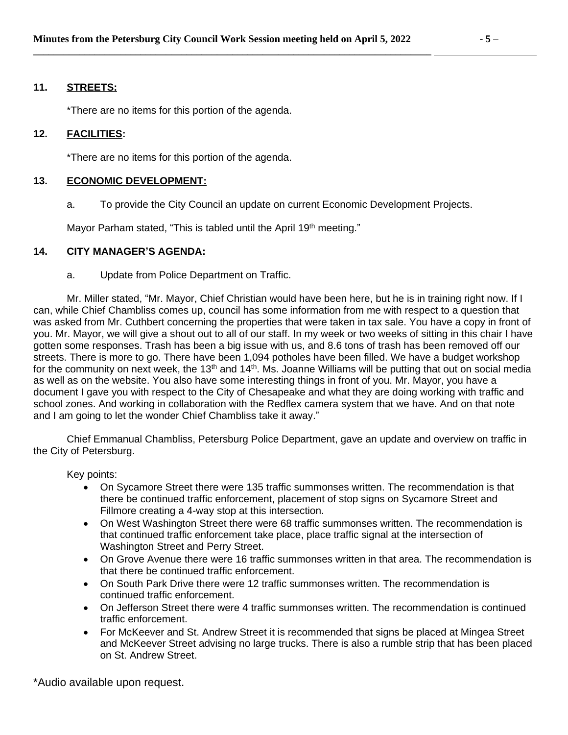## 11. STREETS:

*There are no items for this portion of the agenda.

## 12. FACILITIES:

*There are no items for this portion of the agenda.

## 13. ECONOMIC DEVELOPMENT:

a. To provide the City Council an update on current Economic Development Projects.

Mayor Parham stated, "This is tabled until the April 19th meeting."

## 14. CITY MANAGER'S AGENDA:

a. Update from Police Department on Traffic.

Mr. Miller stated, "Mr. Mayor, Chief Christian would have been here, but he is in training right now. If I can, while Chief Chambliss comes up, council has some information from me with respect to a question that was asked from Mr. Cuthbert concerning the properties that were taken in tax sale. You have a copy in front of you. Mr. Mayor, we will give a shout out to all of our staff. In my week or two weeks of sitting in this chair I have gotten some responses. Trash has been a big issue with us, and 8.6 tons of trash has been removed off our streets. There is more to go. There have been 1,094 potholes have been filled. We have a budget workshop for the community on next week, the 13th and 14th. Ms. Joanne Williams will be putting that out on social media as well as on the website. You also have some interesting things in front of you. Mr. Mayor, you have a document I gave you with respect to the City of Chesapeake and what they are doing working with traffic and school zones. And working in collaboration with the Redflex camera system that we have. And on that note and I am going to let the wonder Chief Chambliss take it away."

Chief Emmanual Chambliss, Petersburg Police Department, gave an update and overview on traffic in the City of Petersburg.

Key points:

- On Sycamore Street there were 135 traffic summonses written. The recommendation is that there be continued traffic enforcement, placement of stop signs on Sycamore Street and Fillmore creating a 4-way stop at this intersection.
- On West Washington Street there were 68 traffic summonses written. The recommendation is that continued traffic enforcement take place, place traffic signal at the intersection of Washington Street and Perry Street.
- On Grove Avenue there were 16 traffic summonses written in that area. The recommendation is that there be continued traffic enforcement.
- On South Park Drive there were 12 traffic summonses written. The recommendation is continued traffic enforcement.
- On Jefferson Street there were 4 traffic summonses written. The recommendation is continued traffic enforcement.
- For McKeever and St. Andrew Street it is recommended that signs be placed at Mingea Street and McKeever Street advising no large trucks. There is also a rumble strip that has been placed on St. Andrew Street.

*Audio available upon request.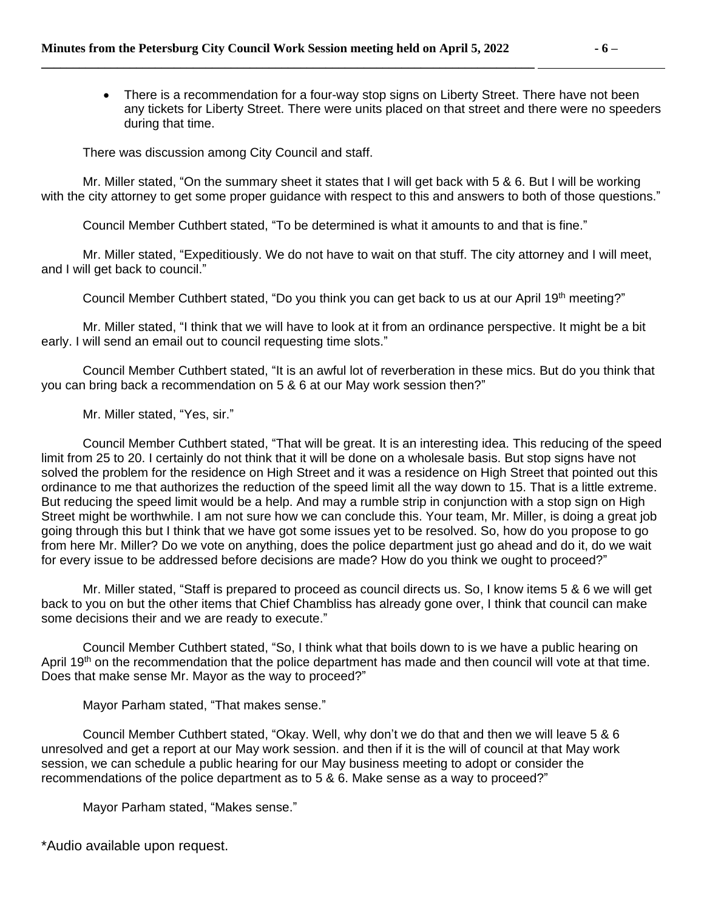- There is a recommendation for a four-way stop signs on Liberty Street. There have not been any tickets for Liberty Street. There were units placed on that street and there were no speeders during that time.

There was discussion among City Council and staff.

Mr. Miller stated, "On the summary sheet it states that I will get back with 5 & 6. But I will be working with the city attorney to get some proper guidance with respect to this and answers to both of those questions."

Council Member Cuthbert stated, "To be determined is what it amounts to and that is fine."

Mr. Miller stated, "Expeditiously. We do not have to wait on that stuff. The city attorney and I will meet, and I will get back to council."

Council Member Cuthbert stated, "Do you think you can get back to us at our April 19th meeting?"

Mr. Miller stated, "I think that we will have to look at it from an ordinance perspective. It might be a bit early. I will send an email out to council requesting time slots."

Council Member Cuthbert stated, "It is an awful lot of reverberation in these mics. But do you think that you can bring back a recommendation on 5 & 6 at our May work session then?"

Mr. Miller stated, "Yes, sir."

Council Member Cuthbert stated, "That will be great. It is an interesting idea. This reducing of the speed limit from 25 to 20. I certainly do not think that it will be done on a wholesale basis. But stop signs have not solved the problem for the residence on High Street and it was a residence on High Street that pointed out this ordinance to me that authorizes the reduction of the speed limit all the way down to 15. That is a little extreme. But reducing the speed limit would be a help. And may a rumble strip in conjunction with a stop sign on High Street might be worthwhile. I am not sure how we can conclude this. Your team, Mr. Miller, is doing a great job going through this but I think that we have got some issues yet to be resolved. So, how do you propose to go from here Mr. Miller? Do we vote on anything, does the police department just go ahead and do it, do we wait for every issue to be addressed before decisions are made? How do you think we ought to proceed?"

Mr. Miller stated, "Staff is prepared to proceed as council directs us. So, I know items 5 & 6 we will get back to you on but the other items that Chief Chambliss has already gone over, I think that council can make some decisions their and we are ready to execute."

Council Member Cuthbert stated, "So, I think what that boils down to is we have a public hearing on April 19th on the recommendation that the police department has made and then council will vote at that time. Does that make sense Mr. Mayor as the way to proceed?"

Mayor Parham stated, "That makes sense."

Council Member Cuthbert stated, "Okay. Well, why don't we do that and then we will leave 5 & 6 unresolved and get a report at our May work session. and then if it is the will of council at that May work session, we can schedule a public hearing for our May business meeting to adopt or consider the recommendations of the police department as to 5 & 6. Make sense as a way to proceed?"

Mayor Parham stated, "Makes sense."

*Audio available upon request.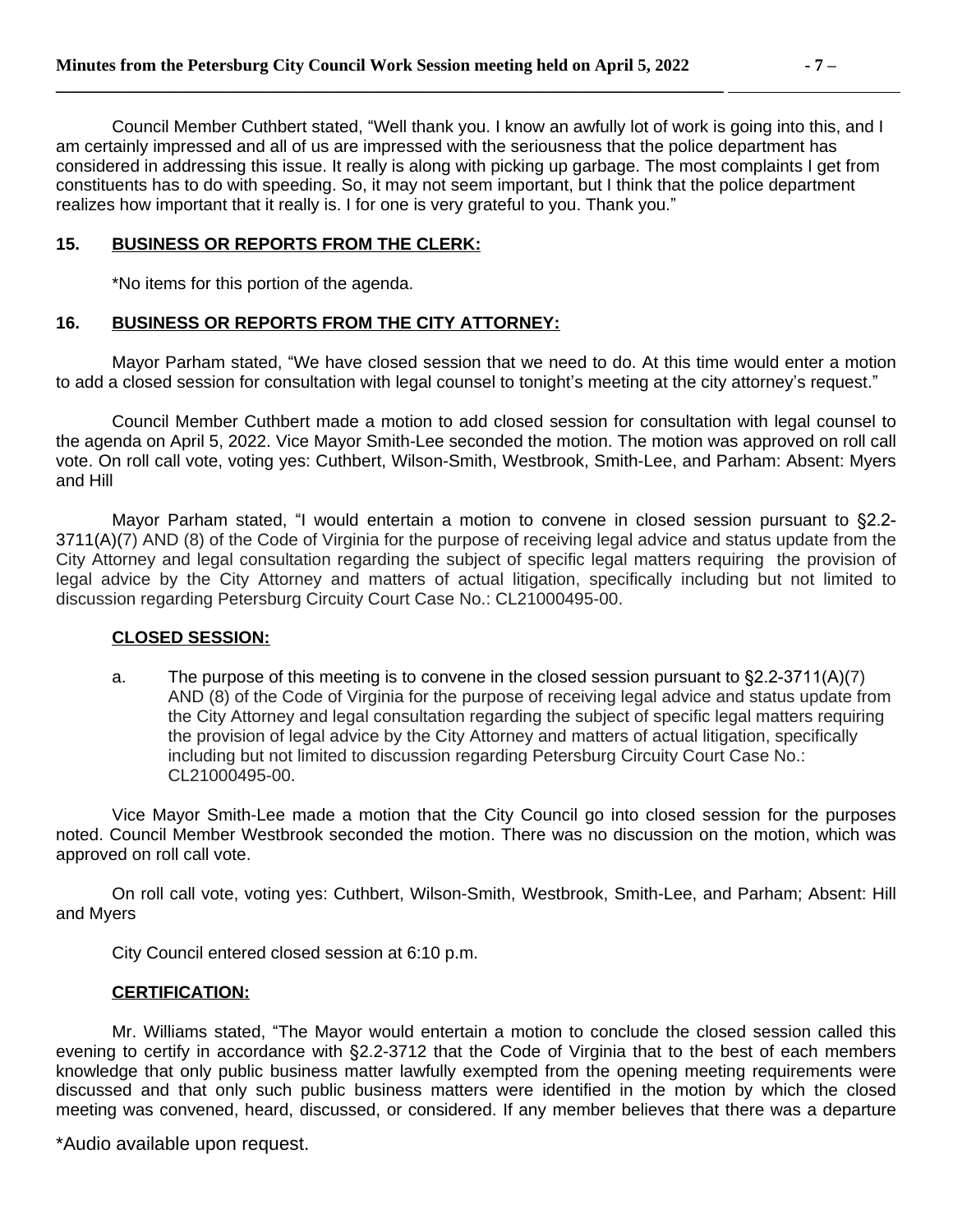Council Member Cuthbert stated, "Well thank you. I know an awfully lot of work is going into this, and I am certainly impressed and all of us are impressed with the seriousness that the police department has considered in addressing this issue. It really is along with picking up garbage. The most complaints I get from constituents has to do with speeding. So, it may not seem important, but I think that the police department realizes how important that it really is. I for one is very grateful to you. Thank you."

**15. BUSINESS OR REPORTS FROM THE CLERK:**

*No items for this portion of the agenda.

**16. BUSINESS OR REPORTS FROM THE CITY ATTORNEY:**

Mayor Parham stated, "We have closed session that we need to do. At this time would enter a motion to add a closed session for consultation with legal counsel to tonight's meeting at the city attorney's request."

Council Member Cuthbert made a motion to add closed session for consultation with legal counsel to the agenda on April 5, 2022. Vice Mayor Smith-Lee seconded the motion. The motion was approved on roll call vote. On roll call vote, voting yes: Cuthbert, Wilson-Smith, Westbrook, Smith-Lee, and Parham: Absent: Myers and Hill

Mayor Parham stated, "I would entertain a motion to convene in closed session pursuant to §2.2-3711(A)(7) AND (8) of the Code of Virginia for the purpose of receiving legal advice and status update from the City Attorney and legal consultation regarding the subject of specific legal matters requiring the provision of legal advice by the City Attorney and matters of actual litigation, specifically including but not limited to discussion regarding Petersburg Circuity Court Case No.: CL21000495-00.

**CLOSED SESSION:**

a. The purpose of this meeting is to convene in the closed session pursuant to §2.2-3711(A)(7) AND (8) of the Code of Virginia for the purpose of receiving legal advice and status update from the City Attorney and legal consultation regarding the subject of specific legal matters requiring the provision of legal advice by the City Attorney and matters of actual litigation, specifically including but not limited to discussion regarding Petersburg Circuity Court Case No.: CL21000495-00.

Vice Mayor Smith-Lee made a motion that the City Council go into closed session for the purposes noted. Council Member Westbrook seconded the motion. There was no discussion on the motion, which was approved on roll call vote.

On roll call vote, voting yes: Cuthbert, Wilson-Smith, Westbrook, Smith-Lee, and Parham; Absent: Hill and Myers

City Council entered closed session at 6:10 p.m.

**CERTIFICATION:**

Mr. Williams stated, "The Mayor would entertain a motion to conclude the closed session called this evening to certify in accordance with §2.2-3712 that the Code of Virginia that to the best of each members knowledge that only public business matter lawfully exempted from the opening meeting requirements were discussed and that only such public business matters were identified in the motion by which the closed meeting was convened, heard, discussed, or considered. If any member believes that there was a departure

*Audio available upon request.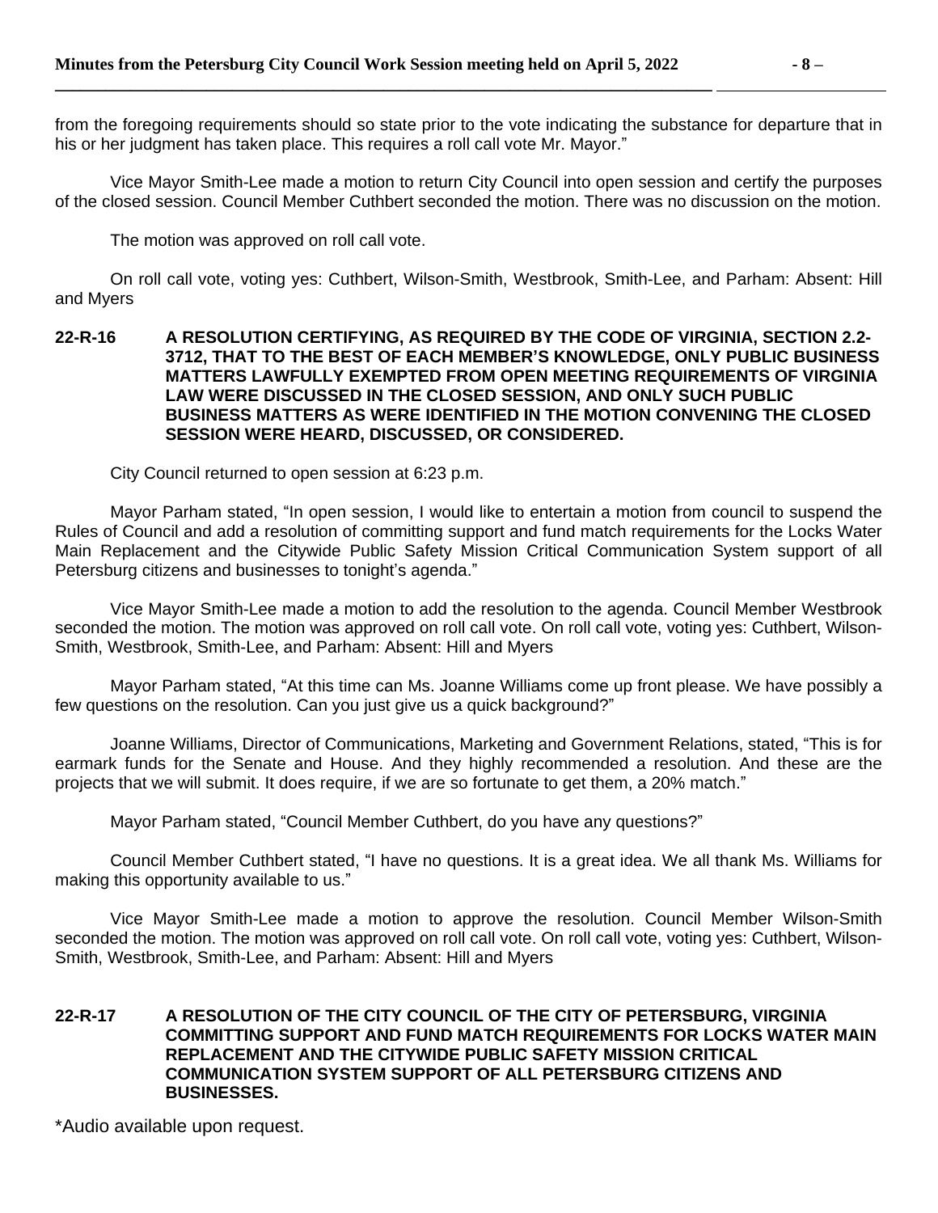from the foregoing requirements should so state prior to the vote indicating the substance for departure that in his or her judgment has taken place. This requires a roll call vote Mr. Mayor."

Vice Mayor Smith-Lee made a motion to return City Council into open session and certify the purposes of the closed session. Council Member Cuthbert seconded the motion. There was no discussion on the motion.

The motion was approved on roll call vote.

On roll call vote, voting yes: Cuthbert, Wilson-Smith, Westbrook, Smith-Lee, and Parham: Absent: Hill and Myers

**22-R-16 A RESOLUTION CERTIFYING, AS REQUIRED BY THE CODE OF VIRGINIA, SECTION 2.2-3712, THAT TO THE BEST OF EACH MEMBER'S KNOWLEDGE, ONLY PUBLIC BUSINESS MATTERS LAWFULLY EXEMPTED FROM OPEN MEETING REQUIREMENTS OF VIRGINIA LAW WERE DISCUSSED IN THE CLOSED SESSION, AND ONLY SUCH PUBLIC BUSINESS MATTERS AS WERE IDENTIFIED IN THE MOTION CONVENING THE CLOSED SESSION WERE HEARD, DISCUSSED, OR CONSIDERED.**

City Council returned to open session at 6:23 p.m.

Mayor Parham stated, "In open session, I would like to entertain a motion from council to suspend the Rules of Council and add a resolution of committing support and fund match requirements for the Locks Water Main Replacement and the Citywide Public Safety Mission Critical Communication System support of all Petersburg citizens and businesses to tonight's agenda."

Vice Mayor Smith-Lee made a motion to add the resolution to the agenda. Council Member Westbrook seconded the motion. The motion was approved on roll call vote. On roll call vote, voting yes: Cuthbert, Wilson-Smith, Westbrook, Smith-Lee, and Parham: Absent: Hill and Myers

Mayor Parham stated, "At this time can Ms. Joanne Williams come up front please. We have possibly a few questions on the resolution. Can you just give us a quick background?"

Joanne Williams, Director of Communications, Marketing and Government Relations, stated, "This is for earmark funds for the Senate and House. And they highly recommended a resolution. And these are the projects that we will submit. It does require, if we are so fortunate to get them, a 20% match."

Mayor Parham stated, "Council Member Cuthbert, do you have any questions?"

Council Member Cuthbert stated, "I have no questions. It is a great idea. We all thank Ms. Williams for making this opportunity available to us."

Vice Mayor Smith-Lee made a motion to approve the resolution. Council Member Wilson-Smith seconded the motion. The motion was approved on roll call vote. On roll call vote, voting yes: Cuthbert, Wilson-Smith, Westbrook, Smith-Lee, and Parham: Absent: Hill and Myers

**22-R-17 A RESOLUTION OF THE CITY COUNCIL OF THE CITY OF PETERSBURG, VIRGINIA COMMITTING SUPPORT AND FUND MATCH REQUIREMENTS FOR LOCKS WATER MAIN REPLACEMENT AND THE CITYWIDE PUBLIC SAFETY MISSION CRITICAL COMMUNICATION SYSTEM SUPPORT OF ALL PETERSBURG CITIZENS AND BUSINESSES.**

*Audio available upon request.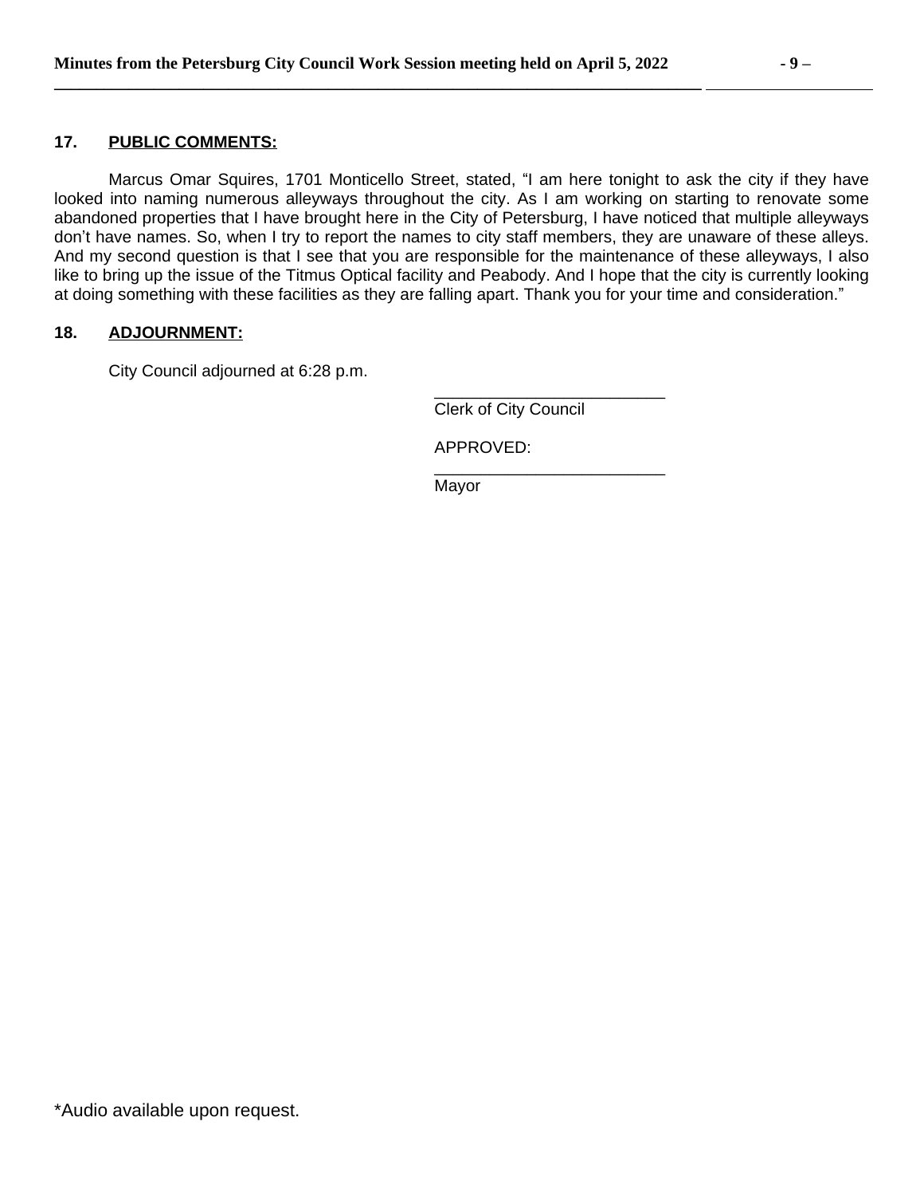**17. PUBLIC COMMENTS:**

Marcus Omar Squires, 1701 Monticello Street, stated, "I am here tonight to ask the city if they have looked into naming numerous alleyways throughout the city. As I am working on starting to renovate some abandoned properties that I have brought here in the City of Petersburg, I have noticed that multiple alleyways don't have names. So, when I try to report the names to city staff members, they are unaware of these alleys. And my second question is that I see that you are responsible for the maintenance of these alleyways, I also like to bring up the issue of the Titmus Optical facility and Peabody. And I hope that the city is currently looking at doing something with these facilities as they are falling apart. Thank you for your time and consideration."

**18. ADJOURNMENT:**

City Council adjourned at 6:28 p.m.

\_\_\_\_\_\_\_\_\_\_\_\_\_\_\_\_\_\_\_\_\_\_\_\_\_\_
Clerk of City Council

APPROVED:

\_\_\_\_\_\_\_\_\_\_\_\_\_\_\_\_\_\_\_\_\_\_\_\_\_\_
Mayor

*Audio available upon request.